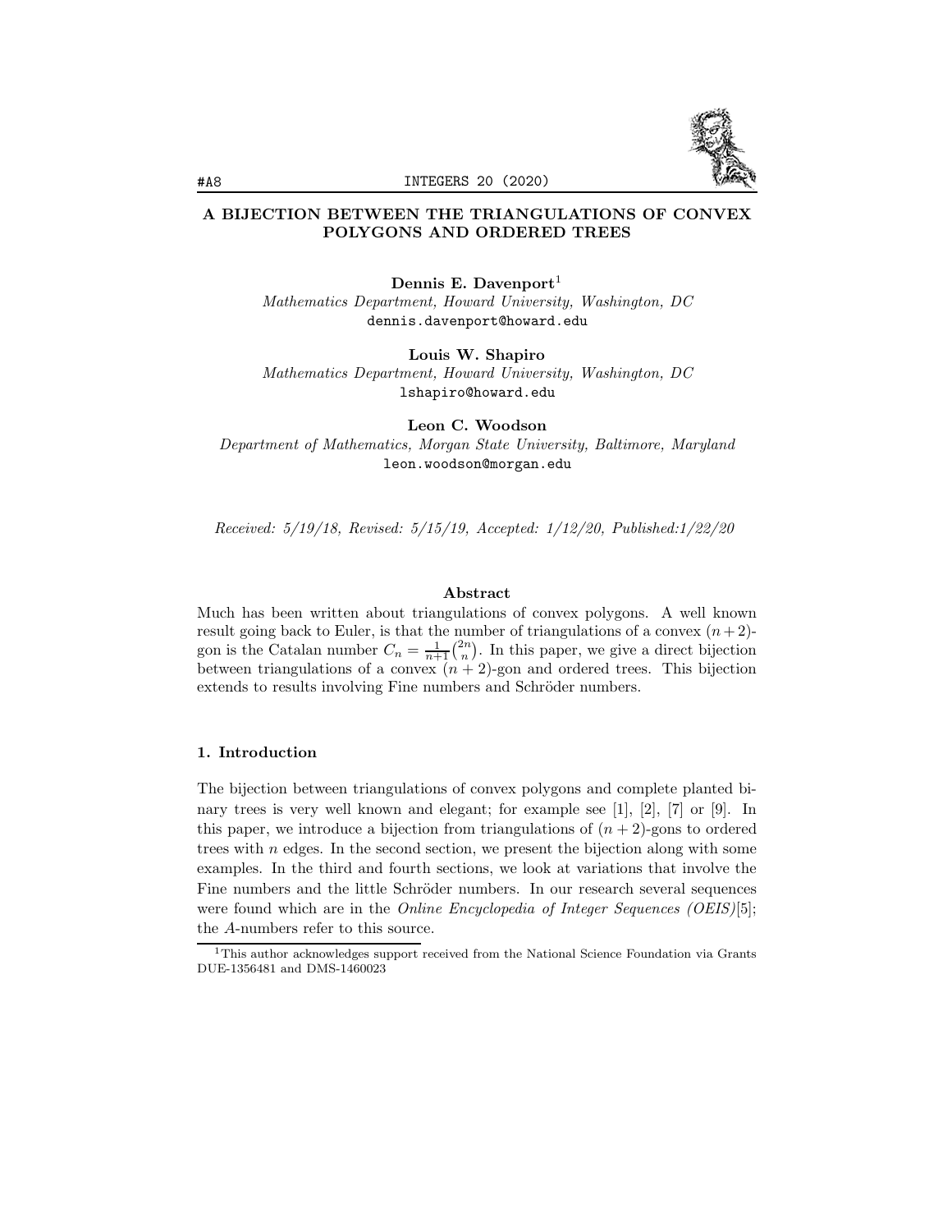# A BIJECTION BETWEEN THE TRIANGULATIONS OF CONVEX POLYGONS AND ORDERED TREES

**Dennis E. Davenport**[1]
*Mathematics Department, Howard University, Washington, DC*
dennis.davenport@howard.edu

**Louis W. Shapiro**
*Mathematics Department, Howard University, Washington, DC*
lshapiro@howard.edu

**Leon C. Woodson**
*Department of Mathematics, Morgan State University, Baltimore, Maryland*
leon.woodson@morgan.edu

*Received: 5/19/18, Revised: 5/15/19, Accepted: 1/12/20, Published:1/22/20*

### Abstract

Much has been written about triangulations of convex polygons. A well known result going back to Euler, is that the number of triangulations of a convex $(n+2)$-gon is the Catalan number $C_n = \frac{1}{n+1}\binom{2n}{n}$. In this paper, we give a direct bijection between triangulations of a convex $(n+2)$-gon and ordered trees. This bijection extends to results involving Fine numbers and Schröder numbers.

## 1. Introduction

The bijection between triangulations of convex polygons and complete planted binary trees is very well known and elegant; for example see [1], [2], [7] or [9]. In this paper, we introduce a bijection from triangulations of $(n+2)$-gons to ordered trees with $n$ edges. In the second section, we present the bijection along with some examples. In the third and fourth sections, we look at variations that involve the Fine numbers and the little Schröder numbers. In our research several sequences were found which are in the *Online Encyclopedia of Integer Sequences (OEIS)*[5]; the $A$-numbers refer to this source.

[1]This author acknowledges support received from the National Science Foundation via Grants DUE-1356481 and DMS-1460023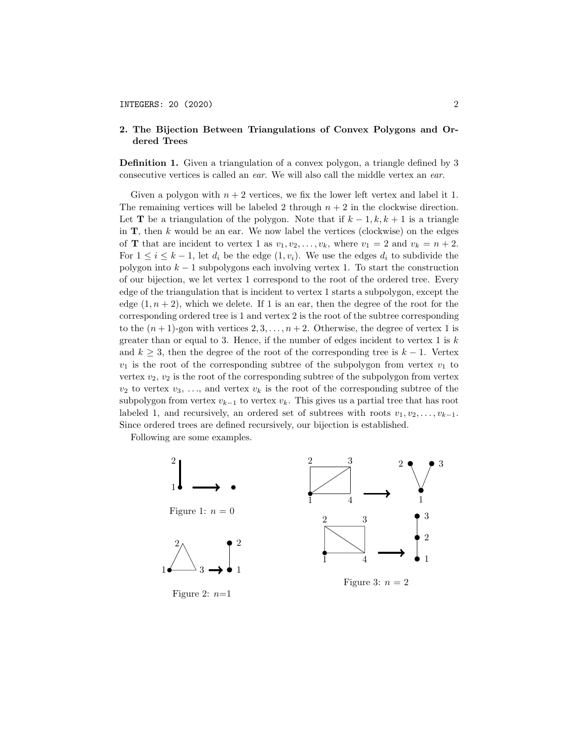## 2. The Bijection Between Triangulations of Convex Polygons and Ordered Trees

**Definition 1.** Given a triangulation of a convex polygon, a triangle defined by 3 consecutive vertices is called an *ear*. We will also call the middle vertex an *ear*.

Given a polygon with $n+2$ vertices, we fix the lower left vertex and label it 1. The remaining vertices will be labeled 2 through $n+2$ in the clockwise direction. Let $\mathbf{T}$ be a triangulation of the polygon. Note that if $k-1, k, k+1$ is a triangle in $\mathbf{T}$, then $k$ would be an ear. We now label the vertices (clockwise) on the edges of $\mathbf{T}$ that are incident to vertex 1 as $v_1, v_2, \ldots, v_k$, where $v_1 = 2$ and $v_k = n+2$. For $1 \leq i \leq k-1$, let $d_i$ be the edge $(1, v_i)$. We use the edges $d_i$ to subdivide the polygon into $k-1$ subpolygons each involving vertex 1. To start the construction of our bijection, we let vertex 1 correspond to the root of the ordered tree. Every edge of the triangulation that is incident to vertex 1 starts a subpolygon, except the edge $(1, n+2)$, which we delete. If 1 is an ear, then the degree of the root for the corresponding ordered tree is 1 and vertex 2 is the root of the subtree corresponding to the $(n+1)$-gon with vertices $2, 3, \ldots, n+2$. Otherwise, the degree of vertex 1 is greater than or equal to 3. Hence, if the number of edges incident to vertex 1 is $k$ and $k \geq 3$, then the degree of the root of the corresponding tree is $k-1$. Vertex $v_1$ is the root of the corresponding subtree of the subpolygon from vertex $v_1$ to vertex $v_2$, $v_2$ is the root of the corresponding subtree of the subpolygon from vertex $v_2$ to vertex $v_3$, $\ldots$, and vertex $v_k$ is the root of the corresponding subtree of the subpolygon from vertex $v_{k-1}$ to vertex $v_k$. This gives us a partial tree that has root labeled 1, and recursively, an ordered set of subtrees with roots $v_1, v_2, \ldots, v_{k-1}$. Since ordered trees are defined recursively, our bijection is established.

Following are some examples.

Figure 1: $n = 0$

Figure 2: $n$=1

Figure 3: $n = 2$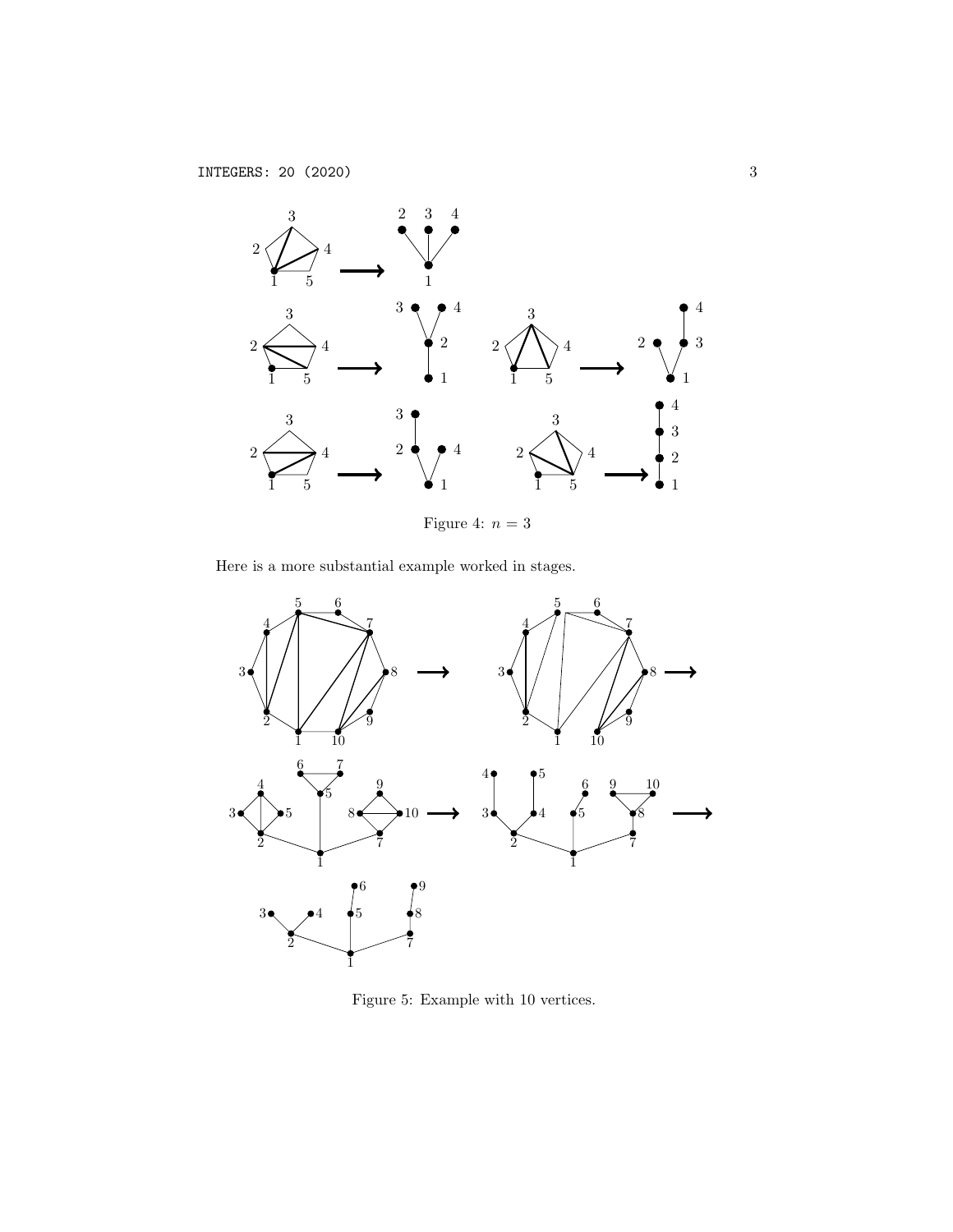Figure 4: $n = 3$

Here is a more substantial example worked in stages.

Figure 5: Example with 10 vertices.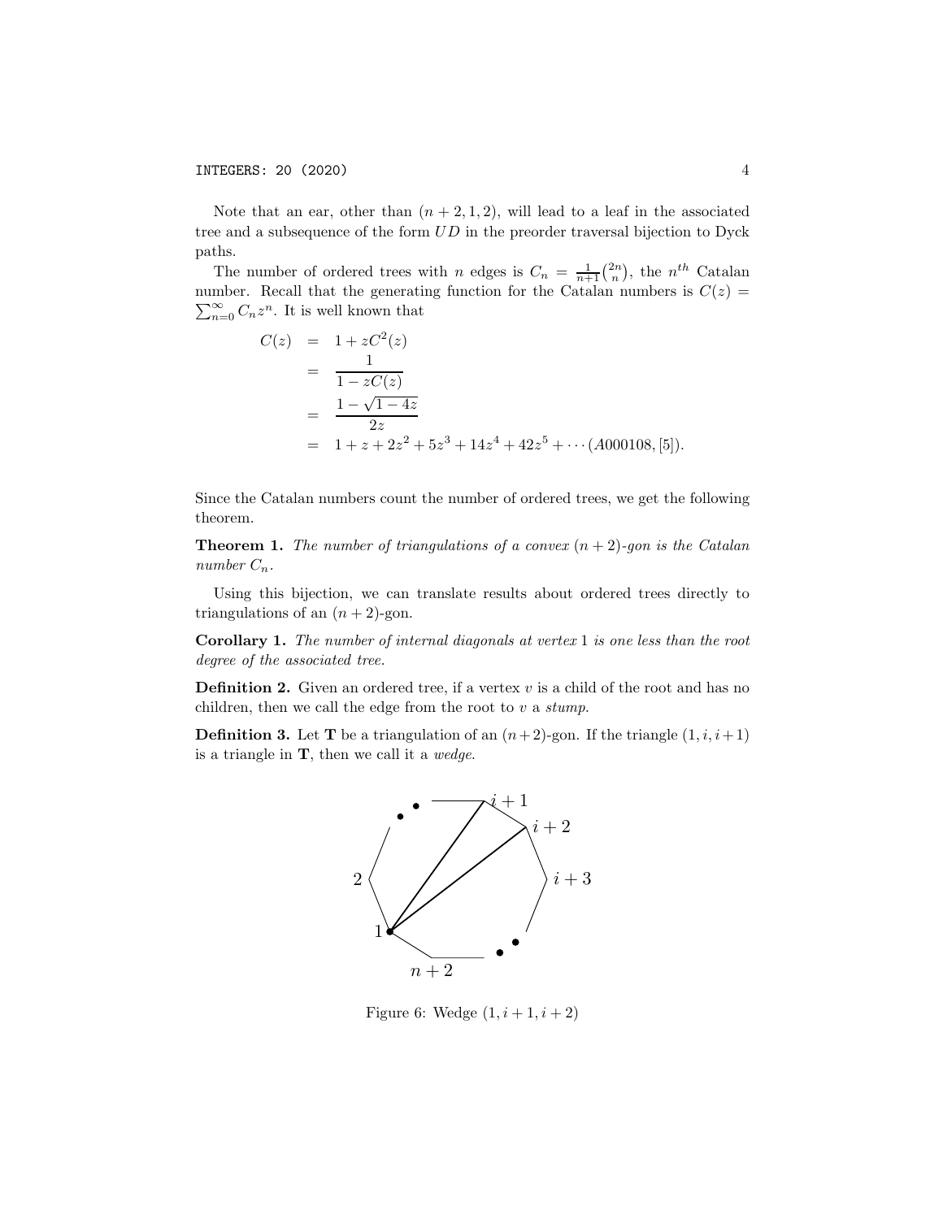Note that an ear, other than $(n+2,1,2)$, will lead to a leaf in the associated tree and a subsequence of the form $UD$ in the preorder traversal bijection to Dyck paths.

The number of ordered trees with $n$ edges is $C_n = \frac{1}{n+1}\binom{2n}{n}$, the $n^{th}$ Catalan number. Recall that the generating function for the Catalan numbers is $C(z) = \sum_{n=0}^{\infty} C_n z^n$. It is well known that

$$
\begin{aligned}
C(z) &= 1 + zC^2(z) \\
&= \frac{1}{1 - zC(z)} \\
&= \frac{1-\sqrt{1-4z}}{2z} \\
&= 1 + z + 2z^2 + 5z^3 + 14z^4 + 42z^5 + \cdots (A000108, [5]).
\end{aligned}
$$

Since the Catalan numbers count the number of ordered trees, we get the following theorem.

**Theorem 1.** *The number of triangulations of a convex $(n+2)$-gon is the Catalan number $C_n$.*

Using this bijection, we can translate results about ordered trees directly to triangulations of an $(n+2)$-gon.

**Corollary 1.** *The number of internal diagonals at vertex 1 is one less than the root degree of the associated tree.*

**Definition 2.** Given an ordered tree, if a vertex $v$ is a child of the root and has no children, then we call the edge from the root to $v$ a *stump*.

**Definition 3.** Let $\mathbf{T}$ be a triangulation of an $(n+2)$-gon. If the triangle $(1, i, i+1)$ is a triangle in $\mathbf{T}$, then we call it a *wedge*.

Figure 6: Wedge $(1, i+1, i+2)$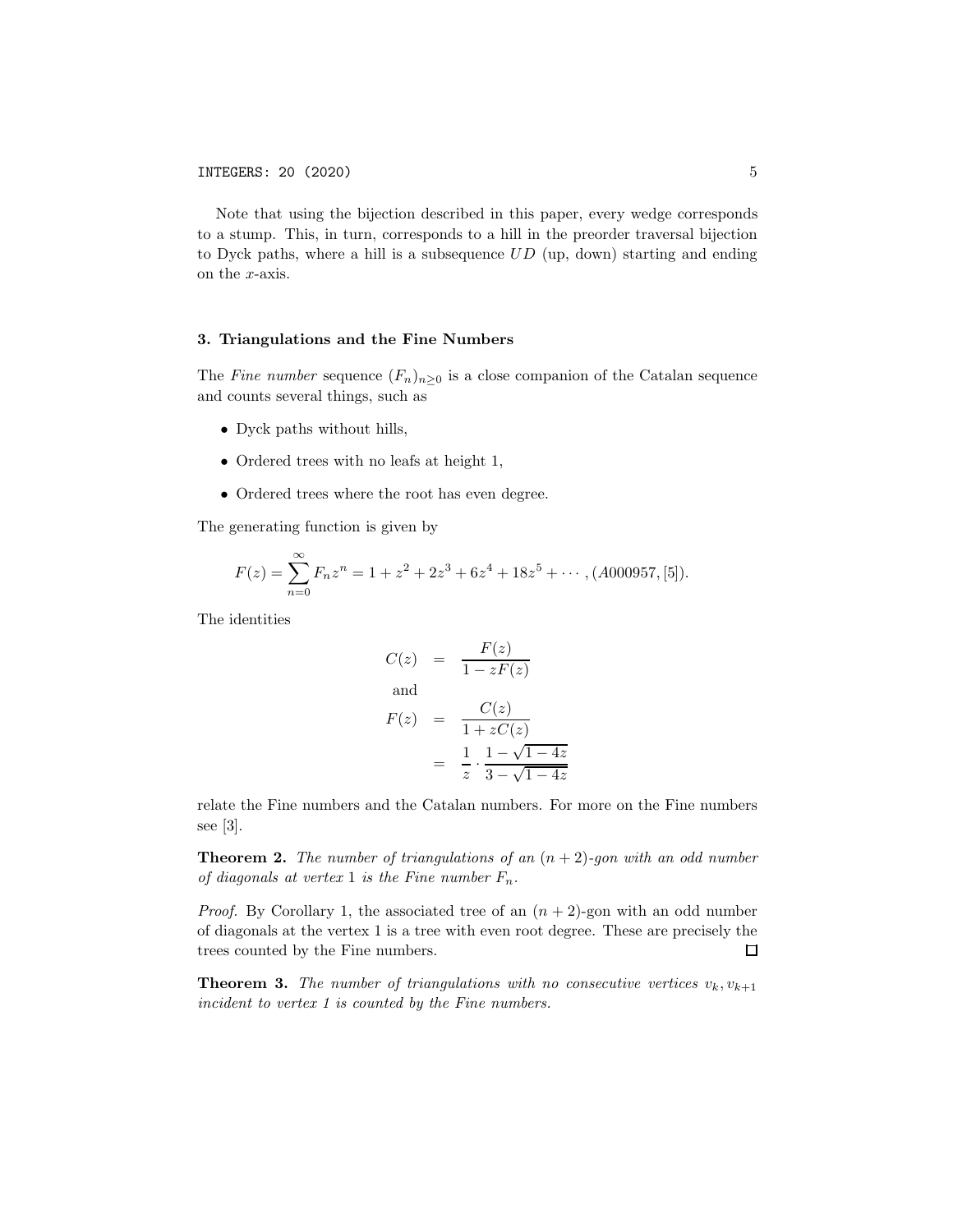Note that using the bijection described in this paper, every wedge corresponds to a stump. This, in turn, corresponds to a hill in the preorder traversal bijection to Dyck paths, where a hill is a subsequence $UD$ (up, down) starting and ending on the $x$-axis.

### 3. Triangulations and the Fine Numbers

The *Fine number* sequence $(F_n)_{n\geq 0}$ is a close companion of the Catalan sequence and counts several things, such as

- Dyck paths without hills,
- Ordered trees with no leafs at height 1,
- Ordered trees where the root has even degree.

The generating function is given by

$$F(z) = \sum_{n=0}^{\infty} F_n z^n = 1 + z^2 + 2z^3 + 6z^4 + 18z^5 + \cdots, (A000957, [5]).$$

The identities

$$\begin{aligned} C(z) &= \frac{F(z)}{1 - zF(z)} \\ \text{and} & \\ F(z) &= \frac{C(z)}{1 + zC(z)} \\ &= \frac{1}{z} \cdot \frac{1 - \sqrt{1-4z}}{3 - \sqrt{1-4z}} \end{aligned}$$

relate the Fine numbers and the Catalan numbers. For more on the Fine numbers see [3].

**Theorem 2.** *The number of triangulations of an $(n+2)$-gon with an odd number of diagonals at vertex 1 is the Fine number $F_n$.*

*Proof.* By Corollary 1, the associated tree of an $(n+2)$-gon with an odd number of diagonals at the vertex 1 is a tree with even root degree. These are precisely the trees counted by the Fine numbers. □

**Theorem 3.** *The number of triangulations with no consecutive vertices $v_k, v_{k+1}$ incident to vertex 1 is counted by the Fine numbers.*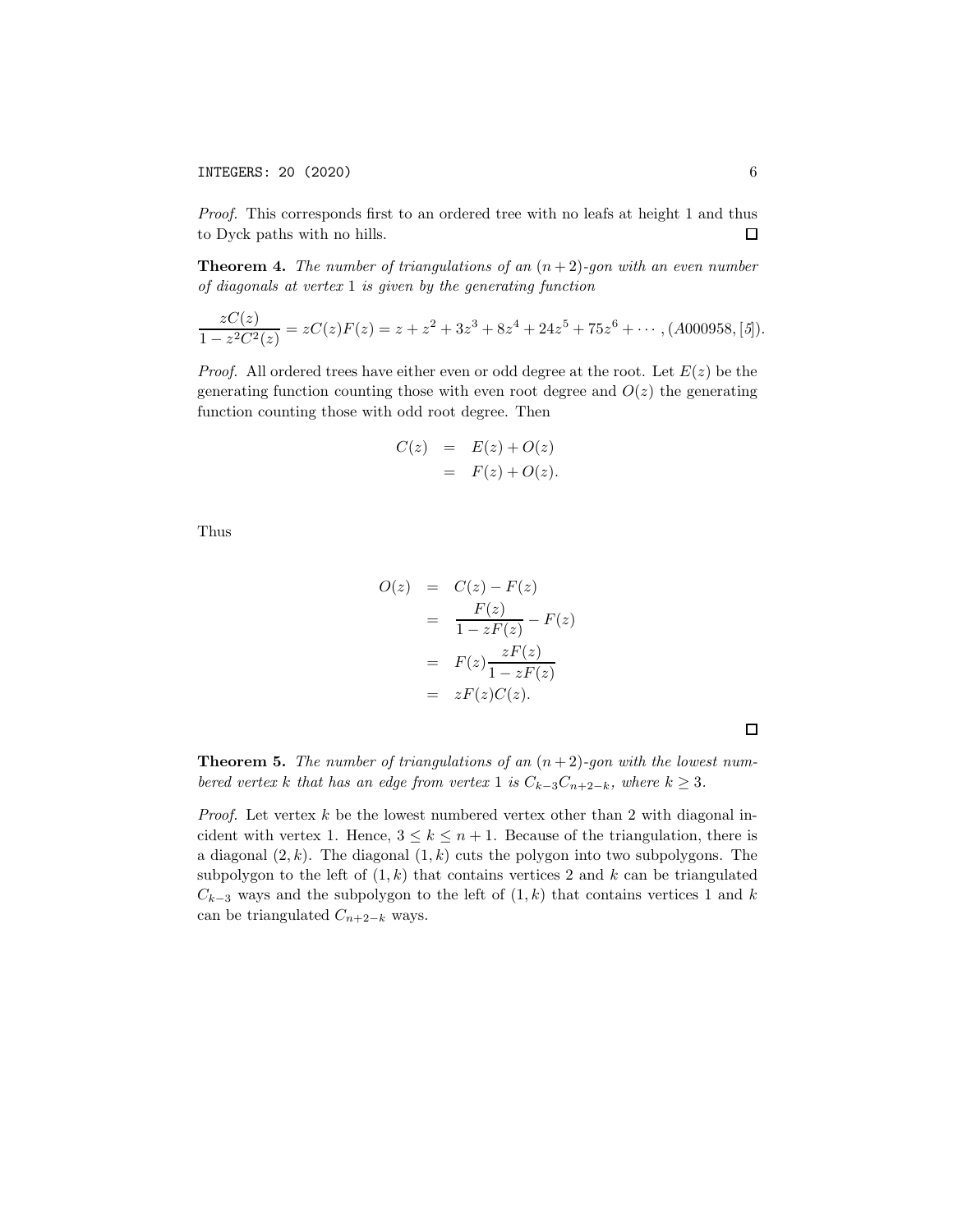*Proof.* This corresponds first to an ordered tree with no leafs at height 1 and thus to Dyck paths with no hills. $\square$

**Theorem 4.** *The number of triangulations of an $(n+2)$-gon with an even number of diagonals at vertex 1 is given by the generating function*

$$\frac{zC(z)}{1-z^2C^2(z)} = zC(z)F(z) = z + z^2 + 3z^3 + 8z^4 + 24z^5 + 75z^6 + \cdots, (A000958, [5]).$$

*Proof.* All ordered trees have either even or odd degree at the root. Let $E(z)$ be the generating function counting those with even root degree and $O(z)$ the generating function counting those with odd root degree. Then

$$\begin{aligned} C(z) &= E(z) + O(z) \\ &= F(z) + O(z). \end{aligned}$$

Thus

$$\begin{aligned} O(z) &= C(z) - F(z) \\ &= \frac{F(z)}{1-zF(z)} - F(z) \\ &= F(z)\frac{zF(z)}{1-zF(z)} \\ &= zF(z)C(z). \end{aligned}$$

$\square$

**Theorem 5.** *The number of triangulations of an $(n+2)$-gon with the lowest numbered vertex $k$ that has an edge from vertex 1 is $C_{k-3}C_{n+2-k}$, where $k \geq 3$.*

*Proof.* Let vertex $k$ be the lowest numbered vertex other than 2 with diagonal incident with vertex 1. Hence, $3 \leq k \leq n+1$. Because of the triangulation, there is a diagonal $(2,k)$. The diagonal $(1,k)$ cuts the polygon into two subpolygons. The subpolygon to the left of $(1,k)$ that contains vertices 2 and $k$ can be triangulated $C_{k-3}$ ways and the subpolygon to the left of $(1,k)$ that contains vertices 1 and $k$ can be triangulated $C_{n+2-k}$ ways.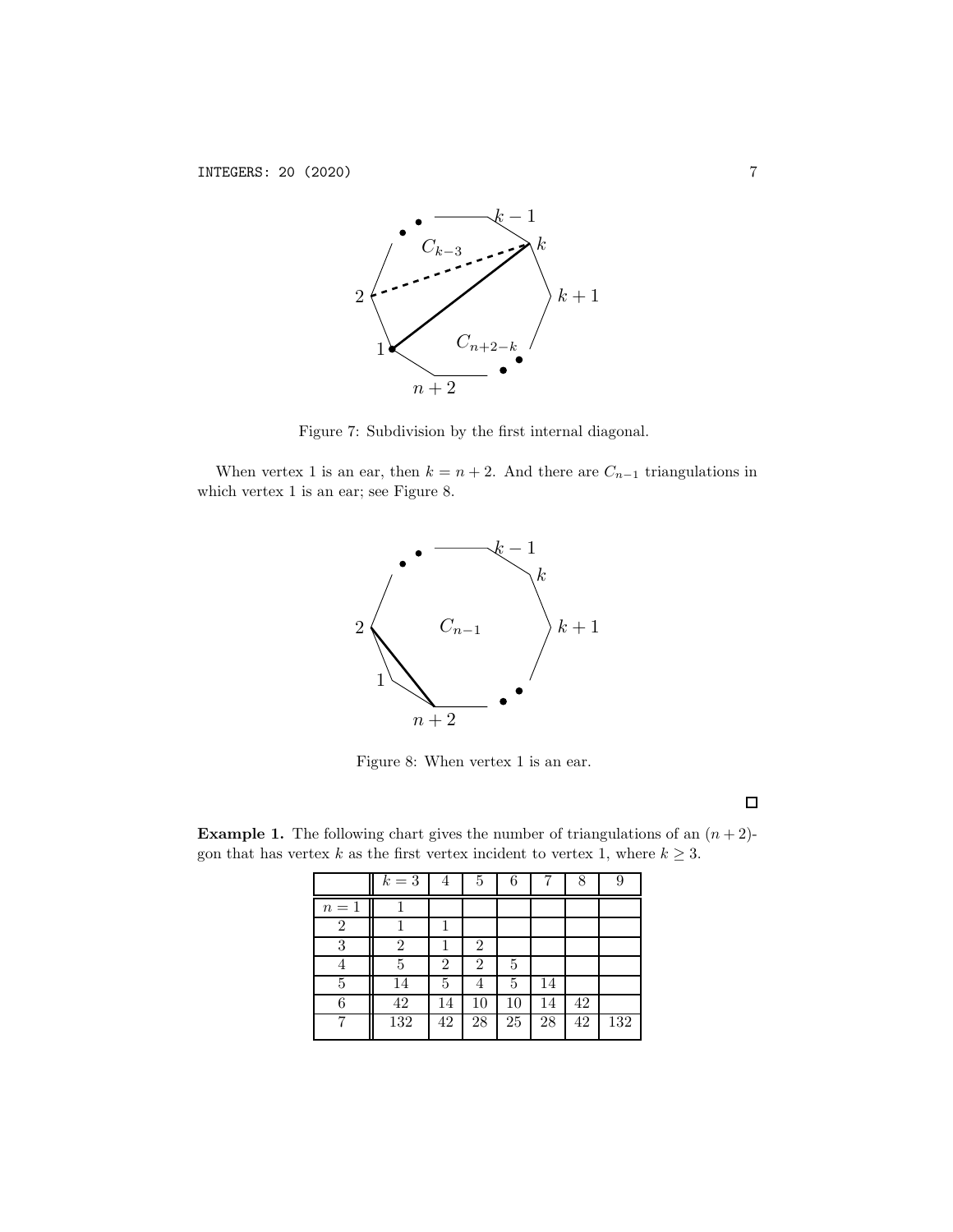Figure 7: Subdivision by the first internal diagonal.

When vertex 1 is an ear, then $k = n+2$. And there are $C_{n-1}$ triangulations in which vertex 1 is an ear; see Figure 8.

Figure 8: When vertex 1 is an ear.

□

**Example 1.** The following chart gives the number of triangulations of an $(n+2)$-gon that has vertex $k$ as the first vertex incident to vertex 1, where $k \geq 3$.

| | $k=3$ | 4 | 5 | 6 | 7 | 8 | 9 |
|---|---|---|---|---|---|---|---|
| $n=1$ | 1 | | | | | | |
| 2 | 1 | 1 | | | | | |
| 3 | 2 | 1 | 2 | | | | |
| 4 | 5 | 2 | 2 | 5 | | | |
| 5 | 14 | 5 | 4 | 5 | 14 | | |
| 6 | 42 | 14 | 10 | 10 | 14 | 42 | |
| 7 | 132 | 42 | 28 | 25 | 28 | 42 | 132 |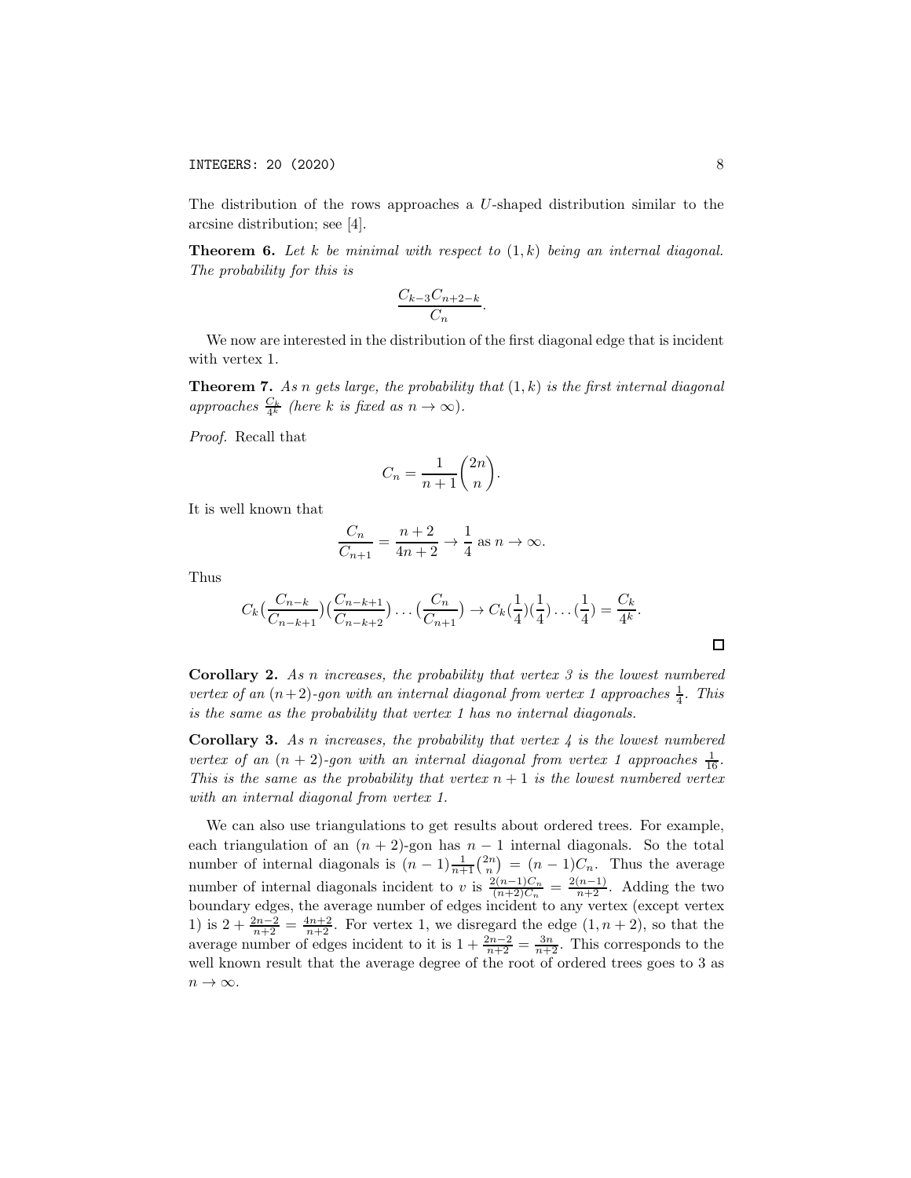The distribution of the rows approaches a $U$-shaped distribution similar to the arcsine distribution; see [4].

**Theorem 6.** *Let $k$ be minimal with respect to $(1, k)$ being an internal diagonal. The probability for this is*

$$\frac{C_{k-3}C_{n+2-k}}{C_n}.$$

We now are interested in the distribution of the first diagonal edge that is incident with vertex 1.

**Theorem 7.** *As $n$ gets large, the probability that $(1, k)$ is the first internal diagonal approaches $\frac{C_k}{4^k}$ (here $k$ is fixed as $n \to \infty$).*

*Proof.* Recall that

$$C_n = \frac{1}{n+1}\binom{2n}{n}.$$

It is well known that

$$\frac{C_n}{C_{n+1}} = \frac{n+2}{4n+2} \to \frac{1}{4} \text{ as } n \to \infty.$$

Thus

$$C_k\big(\frac{C_{n-k}}{C_{n-k+1}}\big)\big(\frac{C_{n-k+1}}{C_{n-k+2}}\big)\dots\big(\frac{C_n}{C_{n+1}}\big) \to C_k\big(\frac{1}{4}\big)\big(\frac{1}{4}\big)\dots\big(\frac{1}{4}\big) = \frac{C_k}{4^k}.$$

□

**Corollary 2.** *As $n$ increases, the probability that vertex 3 is the lowest numbered vertex of an $(n+2)$-gon with an internal diagonal from vertex 1 approaches $\frac{1}{4}$. This is the same as the probability that vertex 1 has no internal diagonals.*

**Corollary 3.** *As $n$ increases, the probability that vertex 4 is the lowest numbered vertex of an $(n+2)$-gon with an internal diagonal from vertex 1 approaches $\frac{1}{16}$. This is the same as the probability that vertex $n+1$ is the lowest numbered vertex with an internal diagonal from vertex 1.*

We can also use triangulations to get results about ordered trees. For example, each triangulation of an $(n+2)$-gon has $n-1$ internal diagonals. So the total number of internal diagonals is $(n-1)\frac{1}{n+1}\binom{2n}{n} = (n-1)C_n$. Thus the average number of internal diagonals incident to $v$ is $\frac{2(n-1)C_n}{(n+2)C_n} = \frac{2(n-1)}{n+2}$. Adding the two boundary edges, the average number of edges incident to any vertex (except vertex 1) is $2 + \frac{2n-2}{n+2} = \frac{4n+2}{n+2}$. For vertex 1, we disregard the edge $(1, n+2)$, so that the average number of edges incident to it is $1 + \frac{2n-2}{n+2} = \frac{3n}{n+2}$. This corresponds to the well known result that the average degree of the root of ordered trees goes to 3 as $n \to \infty$.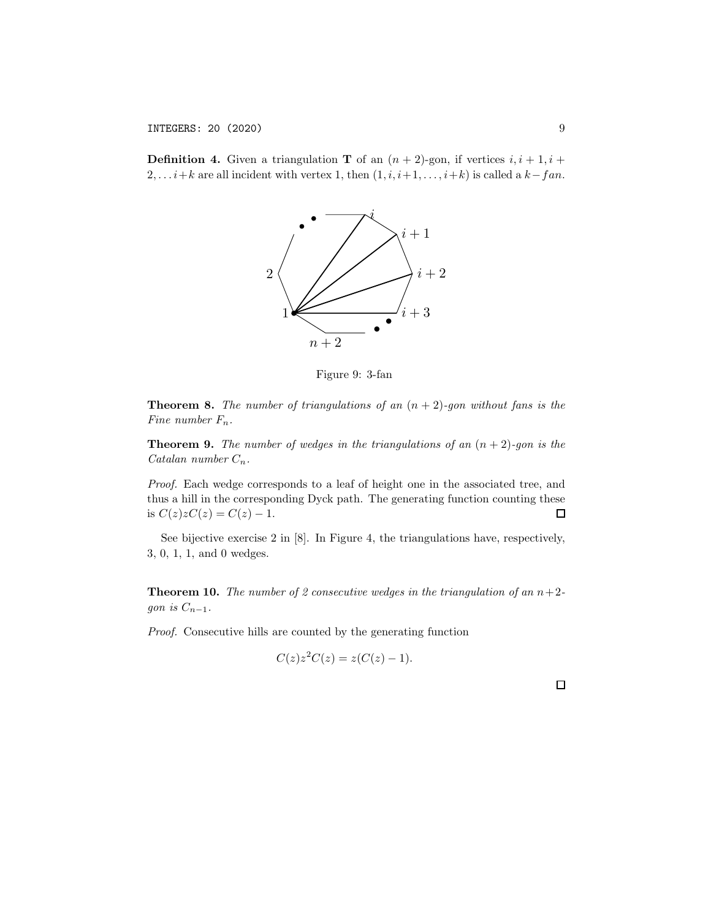**Definition 4.** Given a triangulation **T** of an $(n+2)$-gon, if vertices $i, i+1, i+2, \ldots i+k$ are all incident with vertex 1, then $(1, i, i+1, \ldots, i+k)$ is called a $k-fan$.

Figure 9: 3-fan

**Theorem 8.** *The number of triangulations of an $(n+2)$-gon without fans is the Fine number $F_n$.*

**Theorem 9.** *The number of wedges in the triangulations of an $(n+2)$-gon is the Catalan number $C_n$.*

*Proof.* Each wedge corresponds to a leaf of height one in the associated tree, and thus a hill in the corresponding Dyck path. The generating function counting these is $C(z)zC(z) = C(z) - 1$. □

See bijective exercise 2 in [8]. In Figure 4, the triangulations have, respectively, 3, 0, 1, 1, and 0 wedges.

**Theorem 10.** *The number of 2 consecutive wedges in the triangulation of an $n+2$-gon is $C_{n-1}$.*

*Proof.* Consecutive hills are counted by the generating function

$$C(z)z^2C(z) = z(C(z) - 1).$$

□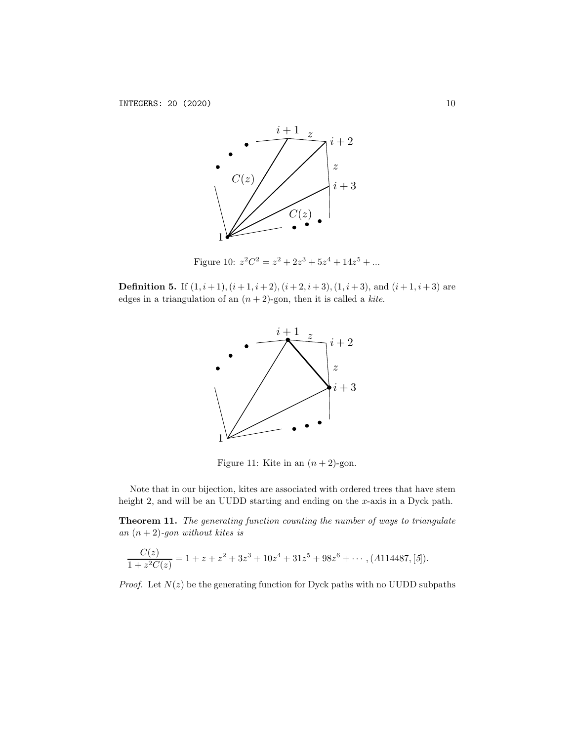Figure 10: $z^2C^2 = z^2 + 2z^3 + 5z^4 + 14z^5 + ...$

**Definition 5.** If $(1, i+1), (i+1, i+2), (i+2, i+3), (1, i+3)$, and $(i+1, i+3)$ are edges in a triangulation of an $(n+2)$-gon, then it is called a *kite*.

Figure 11: Kite in an $(n+2)$-gon.

Note that in our bijection, kites are associated with ordered trees that have stem height 2, and will be an UUDD starting and ending on the $x$-axis in a Dyck path.

**Theorem 11.** *The generating function counting the number of ways to triangulate an $(n+2)$-gon without kites is*

$$\frac{C(z)}{1 + z^2C(z)} = 1 + z + z^2 + 3z^3 + 10z^4 + 31z^5 + 98z^6 + \cdots, (A114487, [5]).$$

*Proof.* Let $N(z)$ be the generating function for Dyck paths with no UUDD subpaths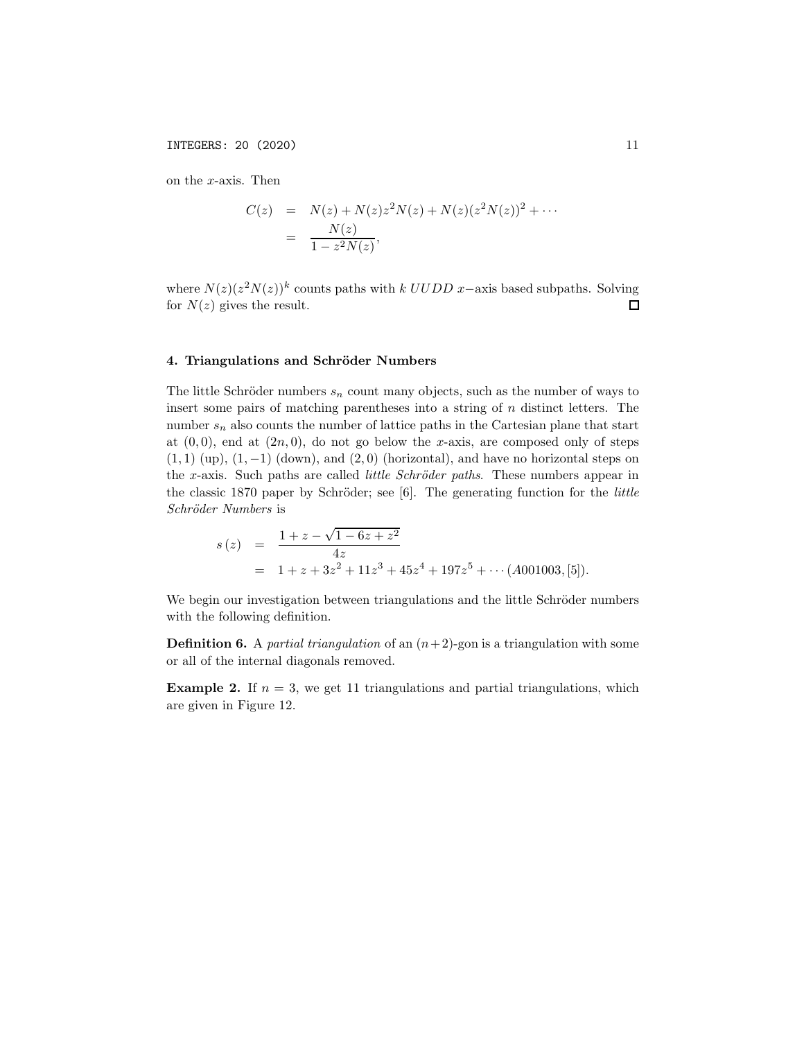on the $x$-axis. Then

$$\begin{aligned} C(z) &= N(z) + N(z)z^2N(z) + N(z)(z^2N(z))^2 + \cdots \\ &= \frac{N(z)}{1 - z^2N(z)}, \end{aligned}$$

where $N(z)(z^2N(z))^k$ counts paths with $k$ $UUDD$ $x-$axis based subpaths. Solving for $N(z)$ gives the result. $\square$

## 4. Triangulations and Schröder Numbers

The little Schröder numbers $s_n$ count many objects, such as the number of ways to insert some pairs of matching parentheses into a string of $n$ distinct letters. The number $s_n$ also counts the number of lattice paths in the Cartesian plane that start at $(0, 0)$, end at $(2n, 0)$, do not go below the $x$-axis, are composed only of steps $(1, 1)$ (up), $(1, -1)$ (down), and $(2, 0)$ (horizontal), and have no horizontal steps on the $x$-axis. Such paths are called *little Schröder paths*. These numbers appear in the classic 1870 paper by Schröder; see [6]. The generating function for the *little Schröder Numbers* is

$$\begin{aligned} s(z) &= \frac{1 + z - \sqrt{1 - 6z + z^2}}{4z} \\ &= 1 + z + 3z^2 + 11z^3 + 45z^4 + 197z^5 + \cdots (A001003, [5]). \end{aligned}$$

We begin our investigation between triangulations and the little Schröder numbers with the following definition.

**Definition 6.** A *partial triangulation* of an $(n+2)$-gon is a triangulation with some or all of the internal diagonals removed.

**Example 2.** If $n = 3$, we get 11 triangulations and partial triangulations, which are given in Figure 12.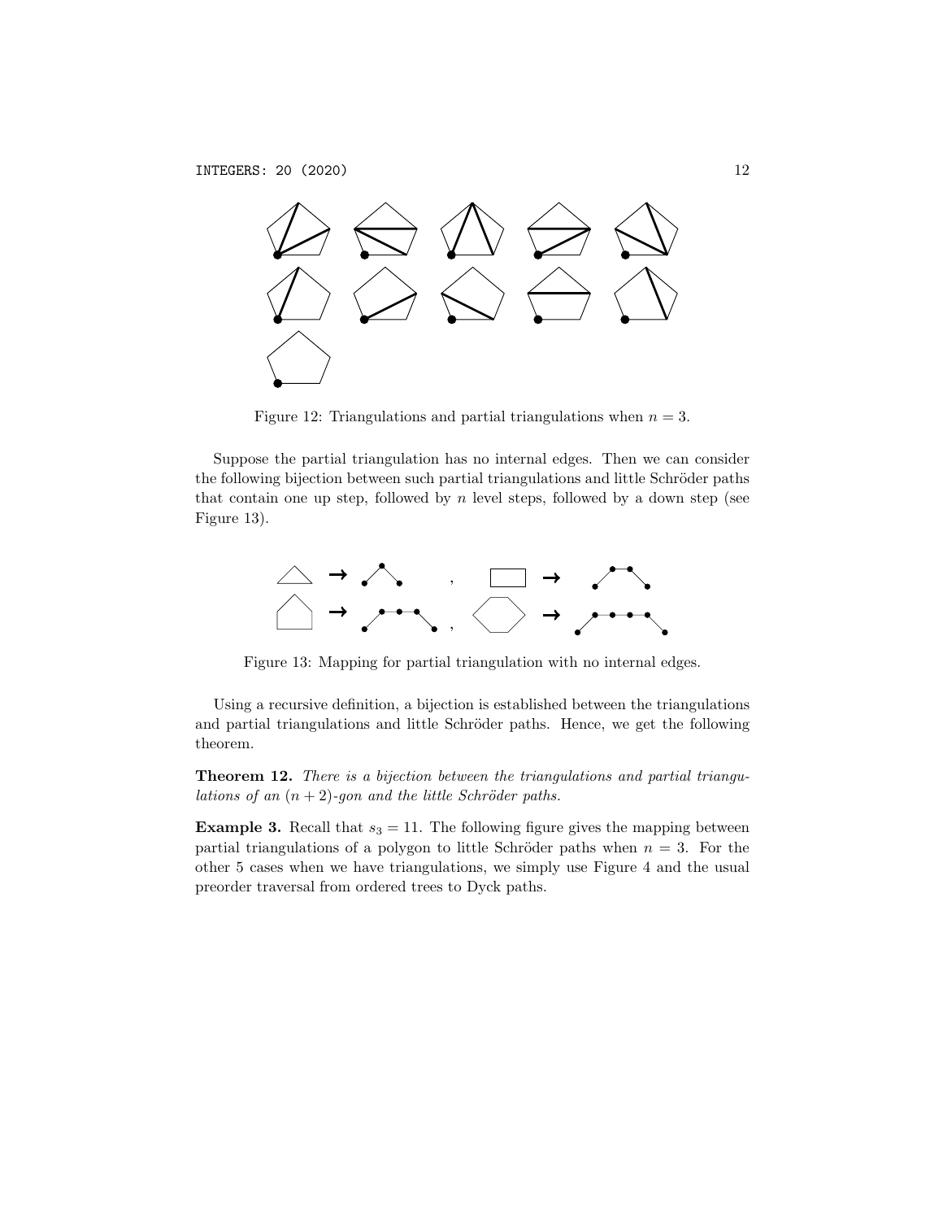Figure 12: Triangulations and partial triangulations when $n = 3$.

Suppose the partial triangulation has no internal edges. Then we can consider the following bijection between such partial triangulations and little Schröder paths that contain one up step, followed by $n$ level steps, followed by a down step (see Figure 13).

Figure 13: Mapping for partial triangulation with no internal edges.

Using a recursive definition, a bijection is established between the triangulations and partial triangulations and little Schröder paths. Hence, we get the following theorem.

**Theorem 12.** *There is a bijection between the triangulations and partial triangulations of an $(n+2)$-gon and the little Schröder paths.*

**Example 3.** Recall that $s_3 = 11$. The following figure gives the mapping between partial triangulations of a polygon to little Schröder paths when $n = 3$. For the other 5 cases when we have triangulations, we simply use Figure 4 and the usual preorder traversal from ordered trees to Dyck paths.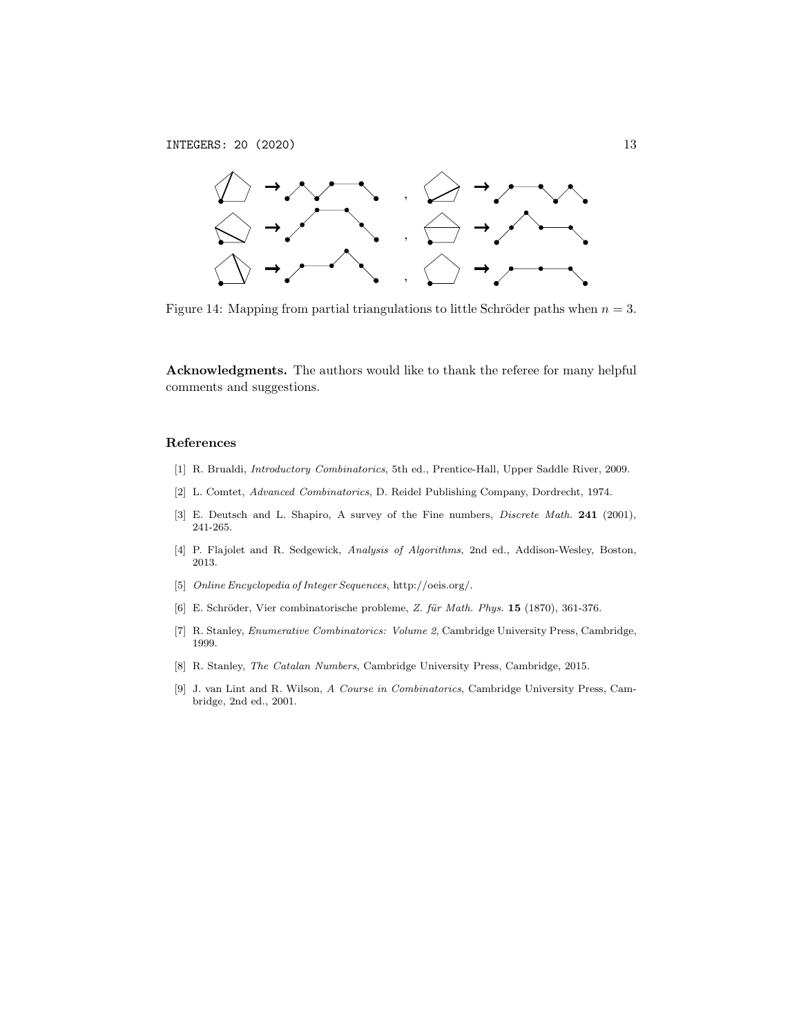Figure 14: Mapping from partial triangulations to little Schröder paths when $n = 3$.

**Acknowledgments.** The authors would like to thank the referee for many helpful comments and suggestions.

## References

[1] R. Brualdi, *Introductory Combinatorics*, 5th ed., Prentice-Hall, Upper Saddle River, 2009.

[2] L. Comtet, *Advanced Combinatorics*, D. Reidel Publishing Company, Dordrecht, 1974.

[3] E. Deutsch and L. Shapiro, A survey of the Fine numbers, *Discrete Math.* **241** (2001), 241-265.

[4] P. Flajolet and R. Sedgewick, *Analysis of Algorithms*, 2nd ed., Addison-Wesley, Boston, 2013.

[5] *Online Encyclopedia of Integer Sequences*, http://oeis.org/.

[6] E. Schröder, Vier combinatorische probleme, *Z. für Math. Phys.* **15** (1870), 361-376.

[7] R. Stanley, *Enumerative Combinatorics: Volume 2*, Cambridge University Press, Cambridge, 1999.

[8] R. Stanley, *The Catalan Numbers*, Cambridge University Press, Cambridge, 2015.

[9] J. van Lint and R. Wilson, *A Course in Combinatorics*, Cambridge University Press, Cambridge, 2nd ed., 2001.